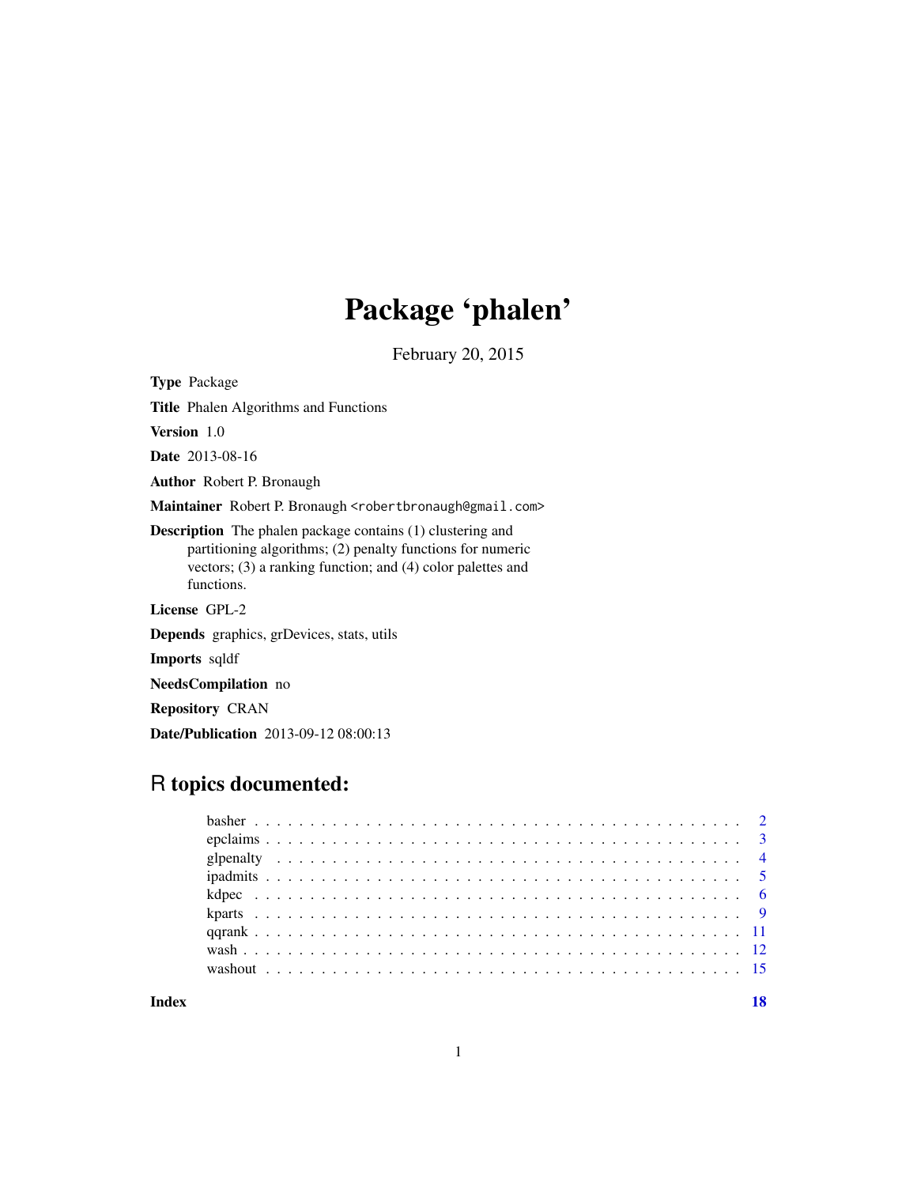# Package 'phalen'

February 20, 2015

**Type** Package

**Title** Phalen Algorithms and Functions

**Version** 1.0

**Date** 2013-08-16

**Author** Robert P. Bronaugh

**Maintainer** Robert P. Bronaugh <robertbronaugh@gmail.com>

**Description** The phalen package contains (1) clustering and partitioning algorithms; (2) penalty functions for numeric vectors; (3) a ranking function; and (4) color palettes and functions.

**License** GPL-2

**Depends** graphics, grDevices, stats, utils

**Imports** sqldf

**NeedsCompilation** no

**Repository** CRAN

**Date/Publication** 2013-09-12 08:00:13

## R topics documented:

- basher . . . . . . . . . . . . . . . . . . . . . . . . . . . . . . . . . . . . . . . . . 2
- epclaims . . . . . . . . . . . . . . . . . . . . . . . . . . . . . . . . . . . . . . . . 3
- glpenalty . . . . . . . . . . . . . . . . . . . . . . . . . . . . . . . . . . . . . . . 4
- ipadmits . . . . . . . . . . . . . . . . . . . . . . . . . . . . . . . . . . . . . . . . 5
- kdpec . . . . . . . . . . . . . . . . . . . . . . . . . . . . . . . . . . . . . . . . . 6
- kparts . . . . . . . . . . . . . . . . . . . . . . . . . . . . . . . . . . . . . . . . . 9
- qqrank . . . . . . . . . . . . . . . . . . . . . . . . . . . . . . . . . . . . . . . . 11
- wash . . . . . . . . . . . . . . . . . . . . . . . . . . . . . . . . . . . . . . . . . 12
- washout . . . . . . . . . . . . . . . . . . . . . . . . . . . . . . . . . . . . . . . 15

**Index** 18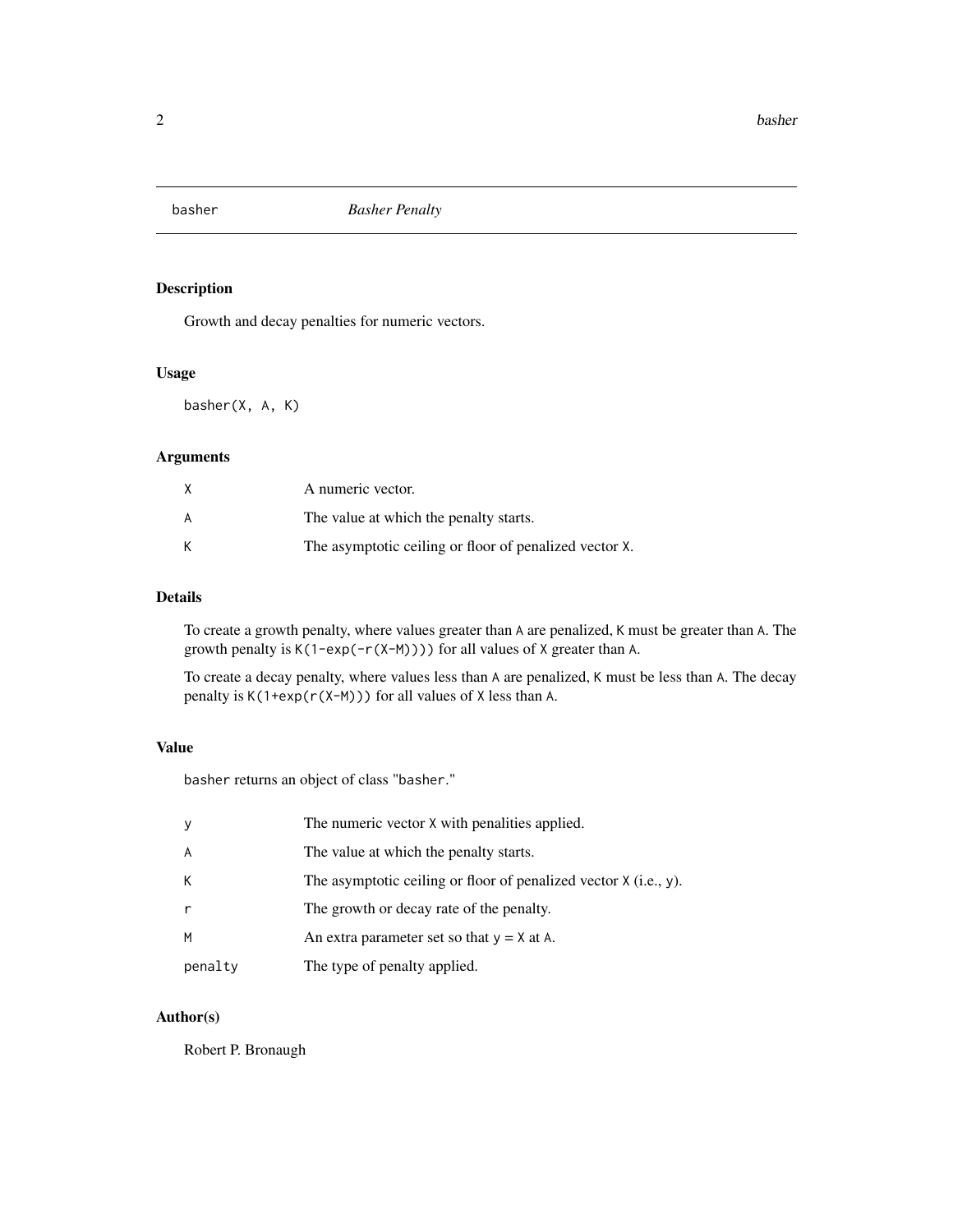# basher — *Basher Penalty*

## Description

Growth and decay penalties for numeric vectors.

## Usage

```
basher(X, A, K)
```

## Arguments

| | |
|---|---|
| `X` | A numeric vector. |
| `A` | The value at which the penalty starts. |
| `K` | The asymptotic ceiling or floor of penalized vector `X`. |

## Details

To create a growth penalty, where values greater than `A` are penalized, `K` must be greater than `A`. The growth penalty is `K(1-exp(-r(X-M))))` for all values of `X` greater than `A`.

To create a decay penalty, where values less than `A` are penalized, `K` must be less than `A`. The decay penalty is `K(1+exp(r(X-M)))` for all values of `X` less than `A`.

## Value

`basher` returns an object of class "`basher`."

| | |
|---|---|
| `y` | The numeric vector `X` with penalities applied. |
| `A` | The value at which the penalty starts. |
| `K` | The asymptotic ceiling or floor of penalized vector `X` (i.e., `y`). |
| `r` | The growth or decay rate of the penalty. |
| `M` | An extra parameter set so that `y` = `X` at `A`. |
| `penalty` | The type of penalty applied. |

## Author(s)

Robert P. Bronaugh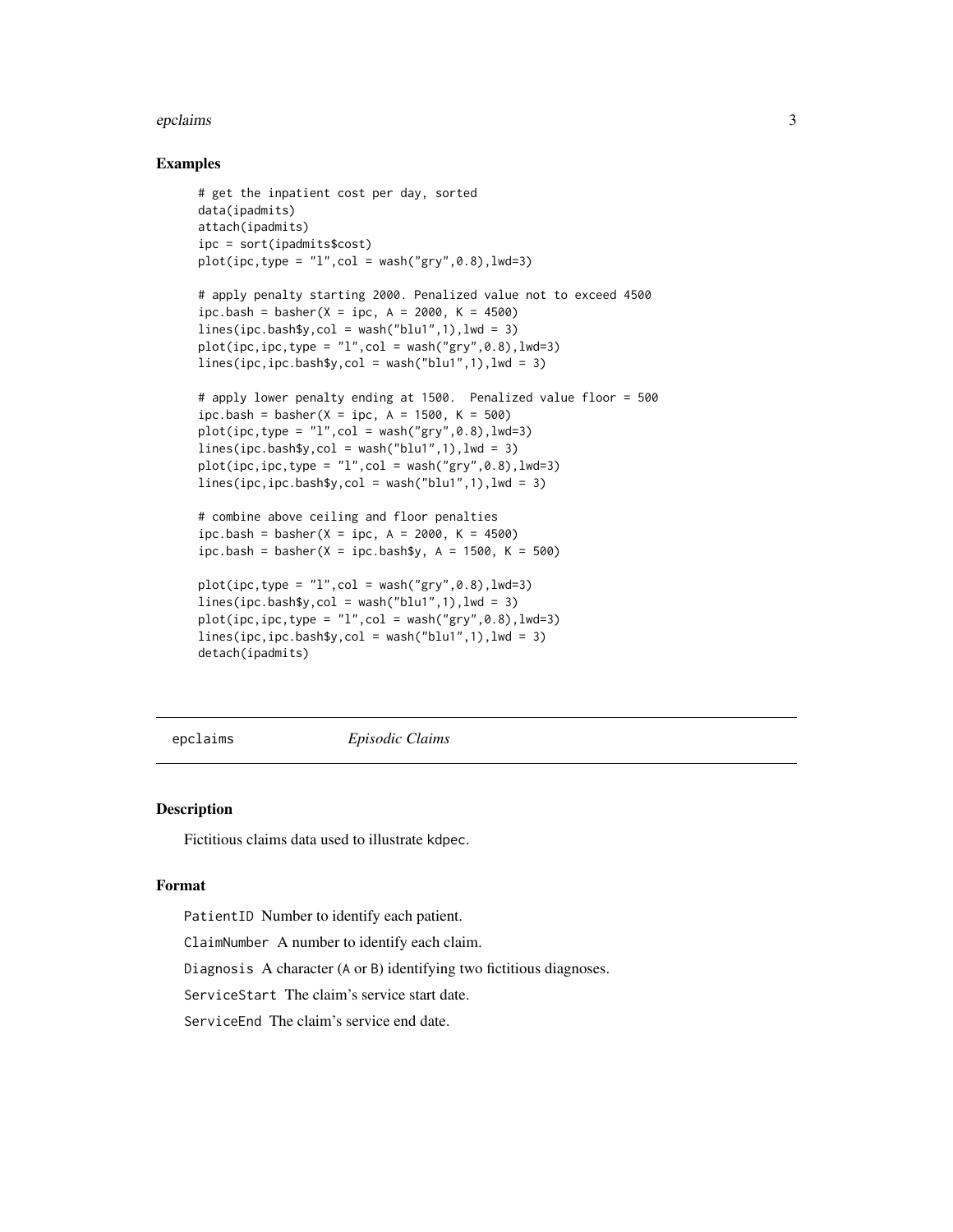### Examples

```
# get the inpatient cost per day, sorted
data(ipadmits)
attach(ipadmits)
ipc = sort(ipadmits$cost)
plot(ipc,type = "l",col = wash("gry",0.8),lwd=3)

# apply penalty starting 2000. Penalized value not to exceed 4500
ipc.bash = basher(X = ipc, A = 2000, K = 4500)
lines(ipc.bash$y,col = wash("blu1",1),lwd = 3)
plot(ipc,ipc,type = "l",col = wash("gry",0.8),lwd=3)
lines(ipc,ipc.bash$y,col = wash("blu1",1),lwd = 3)

# apply lower penalty ending at 1500.  Penalized value floor = 500
ipc.bash = basher(X = ipc, A = 1500, K = 500)
plot(ipc,type = "l",col = wash("gry",0.8),lwd=3)
lines(ipc.bash$y,col = wash("blu1",1),lwd = 3)
plot(ipc,ipc,type = "l",col = wash("gry",0.8),lwd=3)
lines(ipc,ipc.bash$y,col = wash("blu1",1),lwd = 3)

# combine above ceiling and floor penalties
ipc.bash = basher(X = ipc, A = 2000, K = 4500)
ipc.bash = basher(X = ipc.bash$y, A = 1500, K = 500)

plot(ipc,type = "l",col = wash("gry",0.8),lwd=3)
lines(ipc.bash$y,col = wash("blu1",1),lwd = 3)
plot(ipc,ipc,type = "l",col = wash("gry",0.8),lwd=3)
lines(ipc,ipc.bash$y,col = wash("blu1",1),lwd = 3)
detach(ipadmits)
```

---

## epclaims *Episodic Claims*

---

### Description

Fictitious claims data used to illustrate kdpec.

### Format

PatientID Number to identify each patient.

ClaimNumber A number to identify each claim.

Diagnosis A character (A or B) identifying two fictitious diagnoses.

ServiceStart The claim's service start date.

ServiceEnd The claim's service end date.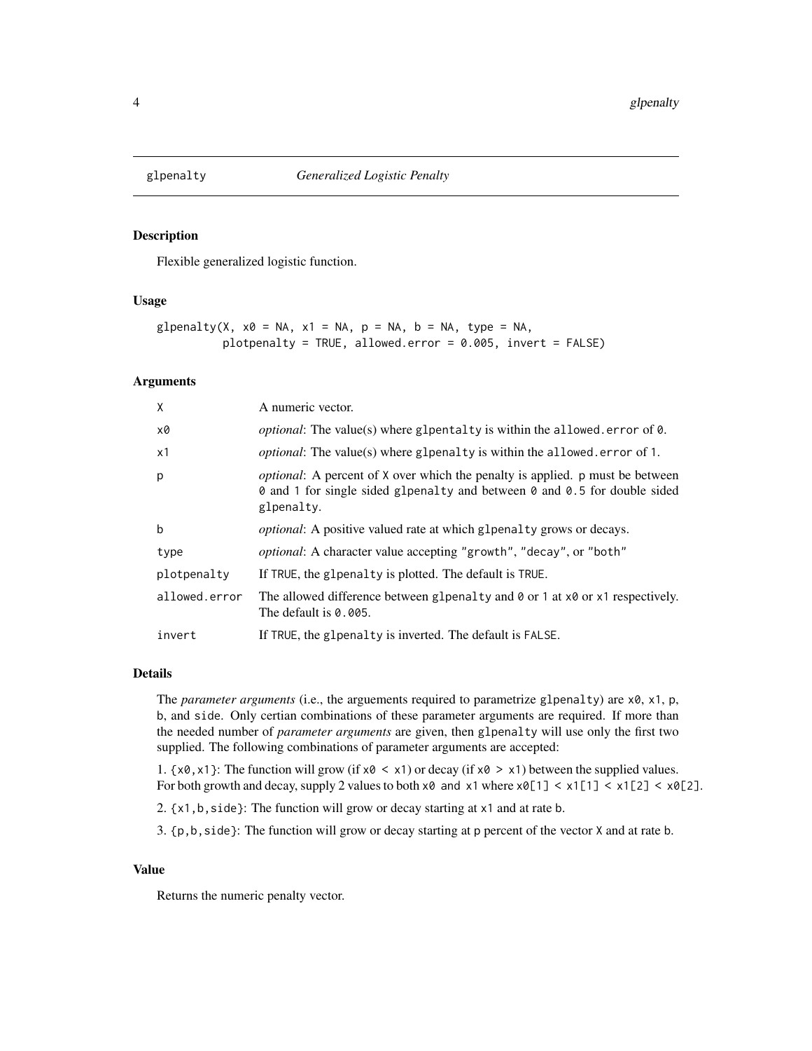## glpenalty — *Generalized Logistic Penalty*

### Description

Flexible generalized logistic function.

### Usage

```
glpenalty(X, x0 = NA, x1 = NA, p = NA, b = NA, type = NA,
          plotpenalty = TRUE, allowed.error = 0.005, invert = FALSE)
```

### Arguments

| | |
|---|---|
| `X` | A numeric vector. |
| `x0` | *optional*: The value(s) where `glpentalty` is within the `allowed.error` of `0`. |
| `x1` | *optional*: The value(s) where `glpenalty` is within the `allowed.error` of `1`. |
| `p` | *optional*: A percent of `X` over which the penalty is applied. `p` must be between `0` and `1` for single sided `glpenalty` and between `0` and `0.5` for double sided `glpenalty`. |
| `b` | *optional*: A positive valued rate at which `glpenalty` grows or decays. |
| `type` | *optional*: A character value accepting `"growth"`, `"decay"`, or `"both"` |
| `plotpenalty` | If `TRUE`, the `glpenalty` is plotted. The default is `TRUE`. |
| `allowed.error` | The allowed difference between `glpenalty` and `0` or `1` at `x0` or `x1` respectively. The default is `0.005`. |
| `invert` | If `TRUE`, the `glpenalty` is inverted. The default is `FALSE`. |

### Details

The *parameter arguments* (i.e., the arguements required to parametrize `glpenalty`) are `x0`, `x1`, `p`, `b`, and `side`. Only certian combinations of these parameter arguments are required. If more than the needed number of *parameter arguments* are given, then `glpenalty` will use only the first two supplied. The following combinations of parameter arguments are accepted:

1. `{x0,x1}`: The function will grow (if `x0 < x1`) or decay (if `x0 > x1`) between the supplied values. For both growth and decay, supply 2 values to both `x0` and `x1` where `x0[1] < x1[1] < x1[2] < x0[2]`.

2. `{x1,b,side}`: The function will grow or decay starting at `x1` and at rate `b`.

3. `{p,b,side}`: The function will grow or decay starting at `p` percent of the vector `X` and at rate `b`.

### Value

Returns the numeric penalty vector.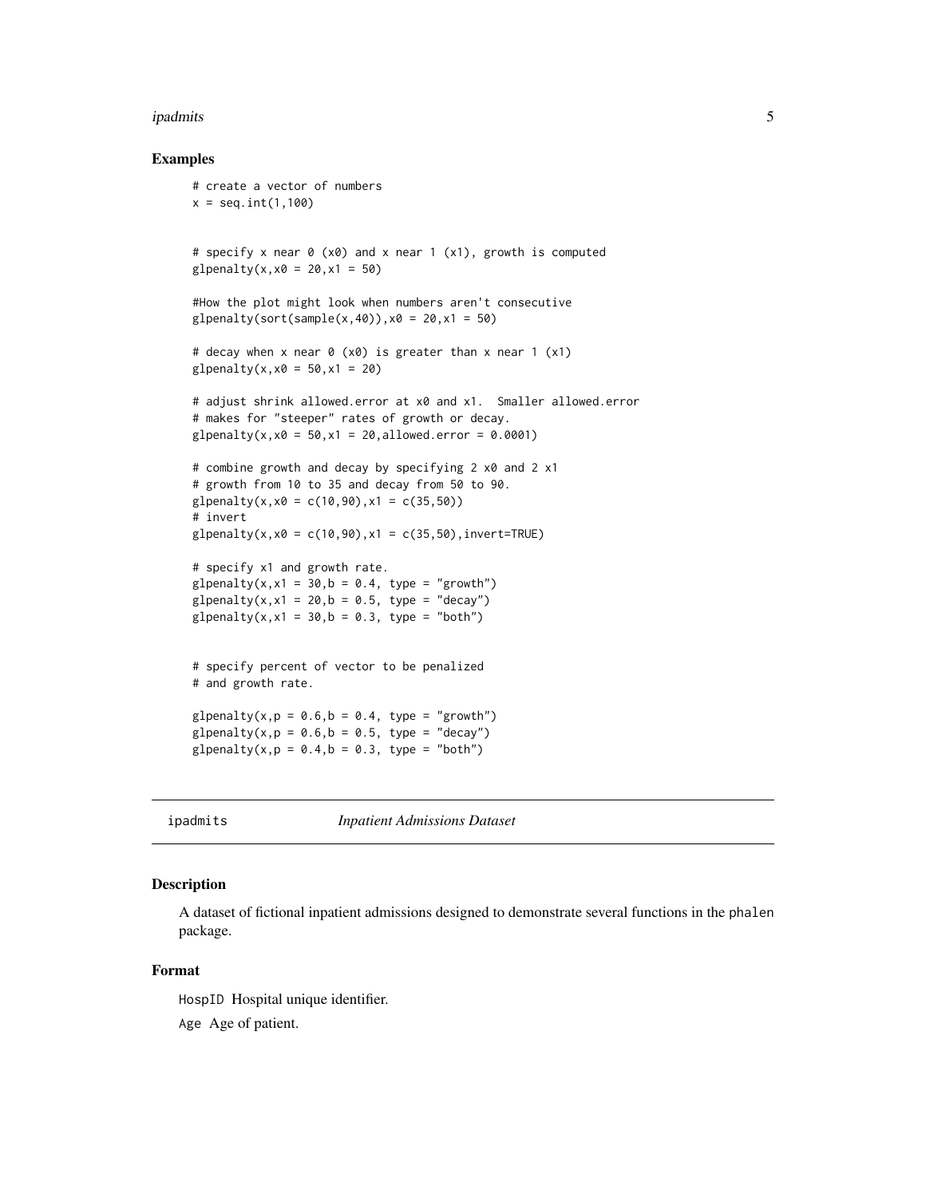## Examples

```
# create a vector of numbers
x = seq.int(1,100)


# specify x near 0 (x0) and x near 1 (x1), growth is computed
glpenalty(x,x0 = 20,x1 = 50)

#How the plot might look when numbers aren't consecutive
glpenalty(sort(sample(x,40)),x0 = 20,x1 = 50)

# decay when x near 0 (x0) is greater than x near 1 (x1)
glpenalty(x,x0 = 50,x1 = 20)

# adjust shrink allowed.error at x0 and x1.  Smaller allowed.error
# makes for "steeper" rates of growth or decay.
glpenalty(x,x0 = 50,x1 = 20,allowed.error = 0.0001)

# combine growth and decay by specifying 2 x0 and 2 x1
# growth from 10 to 35 and decay from 50 to 90.
glpenalty(x,x0 = c(10,90),x1 = c(35,50))
# invert
glpenalty(x,x0 = c(10,90),x1 = c(35,50),invert=TRUE)

# specify x1 and growth rate.
glpenalty(x,x1 = 30,b = 0.4, type = "growth")
glpenalty(x,x1 = 20,b = 0.5, type = "decay")
glpenalty(x,x1 = 30,b = 0.3, type = "both")


# specify percent of vector to be penalized
# and growth rate.

glpenalty(x,p = 0.6,b = 0.4, type = "growth")
glpenalty(x,p = 0.6,b = 0.5, type = "decay")
glpenalty(x,p = 0.4,b = 0.3, type = "both")
```

---

# ipadmits — *Inpatient Admissions Dataset*

## Description

A dataset of fictional inpatient admissions designed to demonstrate several functions in the phalen package.

## Format

HospID Hospital unique identifier.

Age Age of patient.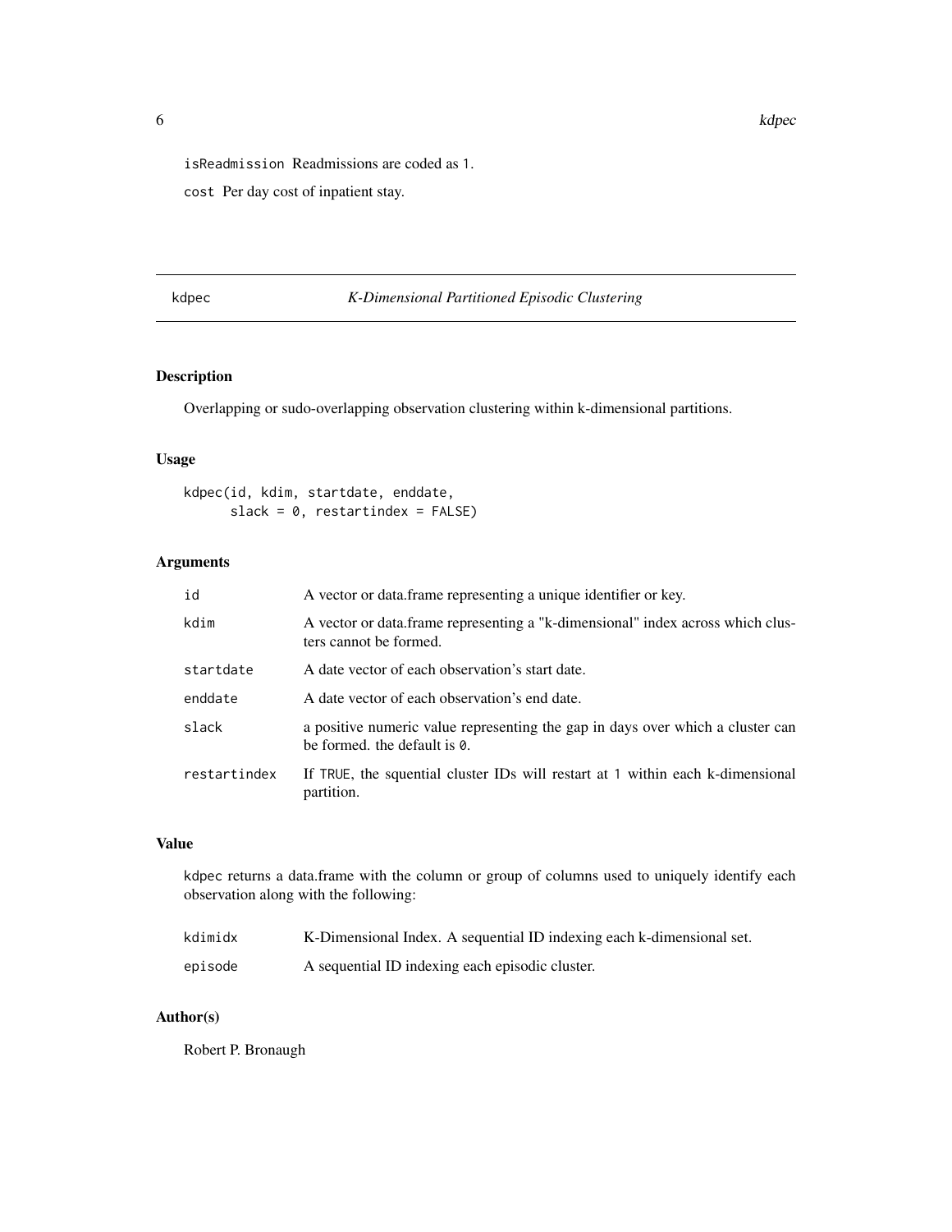isReadmission Readmissions are coded as 1.

cost Per day cost of inpatient stay.

---

kdpec *K-Dimensional Partitioned Episodic Clustering*

---

## Description

Overlapping or sudo-overlapping observation clustering within k-dimensional partitions.

## Usage

```
kdpec(id, kdim, startdate, enddate,
      slack = 0, restartindex = FALSE)
```

## Arguments

| | |
|---|---|
| id | A vector or data.frame representing a unique identifier or key. |
| kdim | A vector or data.frame representing a "k-dimensional" index across which clusters cannot be formed. |
| startdate | A date vector of each observation's start date. |
| enddate | A date vector of each observation's end date. |
| slack | a positive numeric value representing the gap in days over which a cluster can be formed. the default is 0. |
| restartindex | If TRUE, the squential cluster IDs will restart at 1 within each k-dimensional partition. |

## Value

kdpec returns a data.frame with the column or group of columns used to uniquely identify each observation along with the following:

| | |
|---|---|
| kdimidx | K-Dimensional Index. A sequential ID indexing each k-dimensional set. |
| episode | A sequential ID indexing each episodic cluster. |

## Author(s)

Robert P. Bronaugh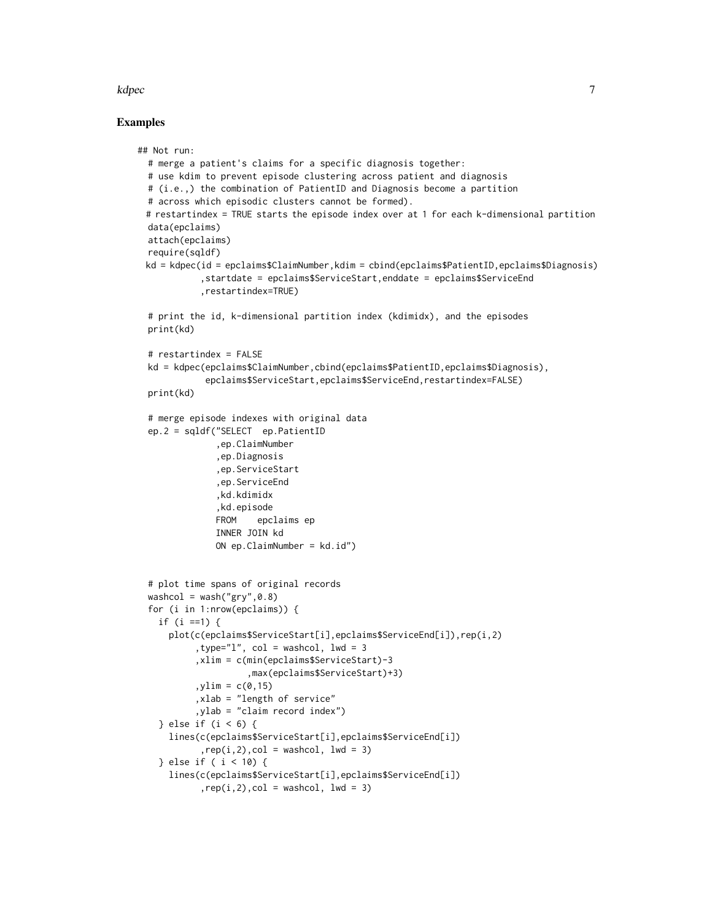## Examples

```
## Not run:
  # merge a patient's claims for a specific diagnosis together:
  # use kdim to prevent episode clustering across patient and diagnosis
  # (i.e.,) the combination of PatientID and Diagnosis become a partition
  # across which episodic clusters cannot be formed).
 # restartindex = TRUE starts the episode index over at 1 for each k-dimensional partition
  data(epclaims)
  attach(epclaims)
  require(sqldf)
 kd = kdpec(id = epclaims$ClaimNumber,kdim = cbind(epclaims$PatientID,epclaims$Diagnosis)
           ,startdate = epclaims$ServiceStart,enddate = epclaims$ServiceEnd
           ,restartindex=TRUE)

  # print the id, k-dimensional partition index (kdimidx), and the episodes
  print(kd)

  # restartindex = FALSE
  kd = kdpec(epclaims$ClaimNumber,cbind(epclaims$PatientID,epclaims$Diagnosis),
            epclaims$ServiceStart,epclaims$ServiceEnd,restartindex=FALSE)
  print(kd)

  # merge episode indexes with original data
  ep.2 = sqldf("SELECT  ep.PatientID
              ,ep.ClaimNumber
              ,ep.Diagnosis
              ,ep.ServiceStart
              ,ep.ServiceEnd
              ,kd.kdimidx
              ,kd.episode
              FROM    epclaims ep
              INNER JOIN kd
              ON ep.ClaimNumber = kd.id")


  # plot time spans of original records
  washcol = wash("gry",0.8)
  for (i in 1:nrow(epclaims)) {
    if (i ==1) {
      plot(c(epclaims$ServiceStart[i],epclaims$ServiceEnd[i]),rep(i,2)
           ,type="l", col = washcol, lwd = 3
           ,xlim = c(min(epclaims$ServiceStart)-3
                     ,max(epclaims$ServiceStart)+3)
           ,ylim = c(0,15)
           ,xlab = "length of service"
           ,ylab = "claim record index")
    } else if (i < 6) {
      lines(c(epclaims$ServiceStart[i],epclaims$ServiceEnd[i])
            ,rep(i,2),col = washcol, lwd = 3)
    } else if ( i < 10) {
      lines(c(epclaims$ServiceStart[i],epclaims$ServiceEnd[i])
            ,rep(i,2),col = washcol, lwd = 3)
```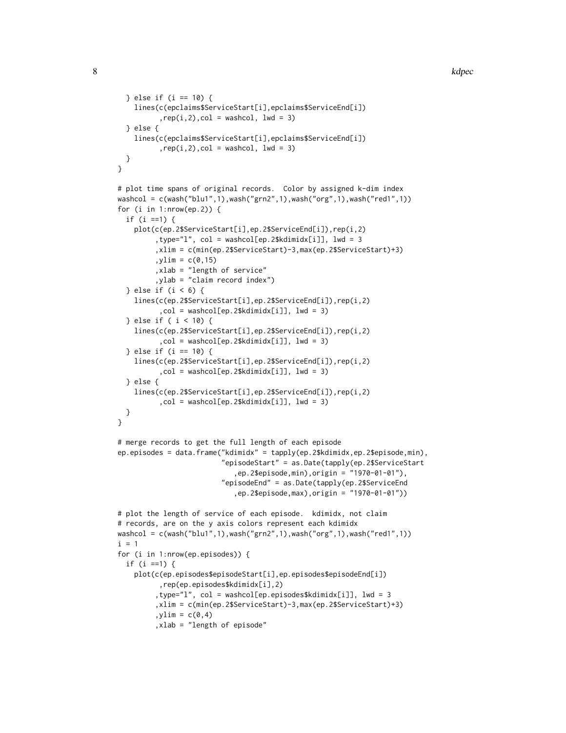```
  } else if (i == 10) {
    lines(c(epclaims$ServiceStart[i],epclaims$ServiceEnd[i])
          ,rep(i,2),col = washcol, lwd = 3)
  } else {
    lines(c(epclaims$ServiceStart[i],epclaims$ServiceEnd[i])
          ,rep(i,2),col = washcol, lwd = 3)
  }
}

# plot time spans of original records.  Color by assigned k-dim index
washcol = c(wash("blu1",1),wash("grn2",1),wash("org",1),wash("red1",1))
for (i in 1:nrow(ep.2)) {
  if (i ==1) {
    plot(c(ep.2$ServiceStart[i],ep.2$ServiceEnd[i]),rep(i,2)
         ,type="l", col = washcol[ep.2$kdimidx[i]], lwd = 3
         ,xlim = c(min(ep.2$ServiceStart)-3,max(ep.2$ServiceStart)+3)
         ,ylim = c(0,15)
         ,xlab = "length of service"
         ,ylab = "claim record index")
  } else if (i < 6) {
    lines(c(ep.2$ServiceStart[i],ep.2$ServiceEnd[i]),rep(i,2)
          ,col = washcol[ep.2$kdimidx[i]], lwd = 3)
  } else if ( i < 10) {
    lines(c(ep.2$ServiceStart[i],ep.2$ServiceEnd[i]),rep(i,2)
          ,col = washcol[ep.2$kdimidx[i]], lwd = 3)
  } else if (i == 10) {
    lines(c(ep.2$ServiceStart[i],ep.2$ServiceEnd[i]),rep(i,2)
          ,col = washcol[ep.2$kdimidx[i]], lwd = 3)
  } else {
    lines(c(ep.2$ServiceStart[i],ep.2$ServiceEnd[i]),rep(i,2)
          ,col = washcol[ep.2$kdimidx[i]], lwd = 3)
  }
}

# merge records to get the full length of each episode
ep.episodes = data.frame("kdimidx" = tapply(ep.2$kdimidx,ep.2$episode,min),
                         "episodeStart" = as.Date(tapply(ep.2$ServiceStart
                            ,ep.2$episode,min),origin = "1970-01-01"),
                         "episodeEnd" = as.Date(tapply(ep.2$ServiceEnd
                            ,ep.2$episode,max),origin = "1970-01-01"))

# plot the length of service of each episode.  kdimidx, not claim
# records, are on the y axis colors represent each kdimidx
washcol = c(wash("blu1",1),wash("grn2",1),wash("org",1),wash("red1",1))
i = 1
for (i in 1:nrow(ep.episodes)) {
  if (i ==1) {
    plot(c(ep.episodes$episodeStart[i],ep.episodes$episodeEnd[i])
          ,rep(ep.episodes$kdimidx[i],2)
         ,type="l", col = washcol[ep.episodes$kdimidx[i]], lwd = 3
         ,xlim = c(min(ep.2$ServiceStart)-3,max(ep.2$ServiceStart)+3)
         ,ylim = c(0,4)
         ,xlab = "length of episode"
```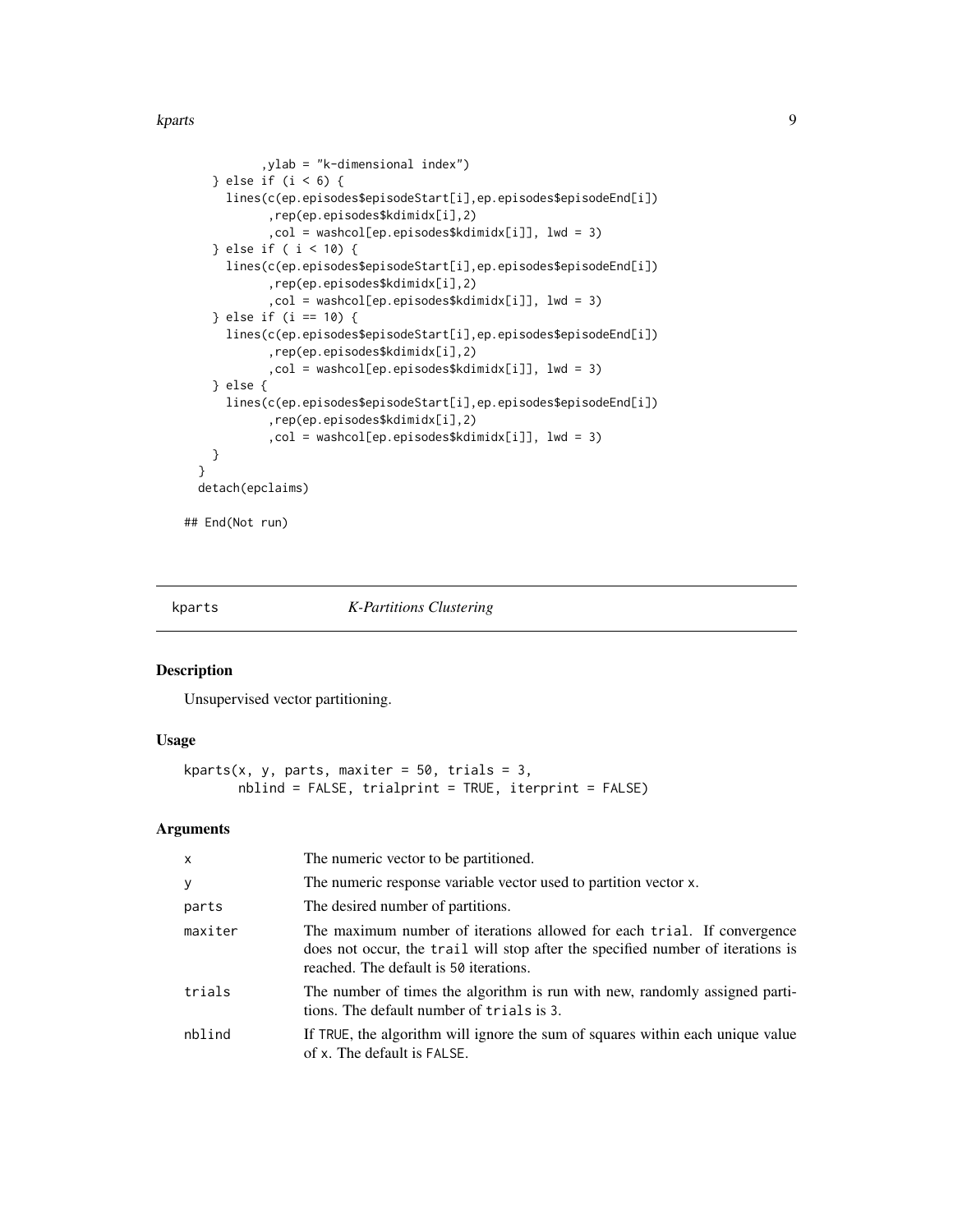```
          ,ylab = "k-dimensional index")
    } else if (i < 6) {
      lines(c(ep.episodes$episodeStart[i],ep.episodes$episodeEnd[i])
            ,rep(ep.episodes$kdimidx[i],2)
            ,col = washcol[ep.episodes$kdimidx[i]], lwd = 3)
    } else if ( i < 10) {
      lines(c(ep.episodes$episodeStart[i],ep.episodes$episodeEnd[i])
            ,rep(ep.episodes$kdimidx[i],2)
            ,col = washcol[ep.episodes$kdimidx[i]], lwd = 3)
    } else if (i == 10) {
      lines(c(ep.episodes$episodeStart[i],ep.episodes$episodeEnd[i])
            ,rep(ep.episodes$kdimidx[i],2)
            ,col = washcol[ep.episodes$kdimidx[i]], lwd = 3)
    } else {
      lines(c(ep.episodes$episodeStart[i],ep.episodes$episodeEnd[i])
            ,rep(ep.episodes$kdimidx[i],2)
            ,col = washcol[ep.episodes$kdimidx[i]], lwd = 3)
    }
  }
  detach(epclaims)

## End(Not run)
```

## kparts — *K-Partitions Clustering*

### Description

Unsupervised vector partitioning.

### Usage

```
kparts(x, y, parts, maxiter = 50, trials = 3,
       nblind = FALSE, trialprint = TRUE, iterprint = FALSE)
```

### Arguments

| | |
|---|---|
| x | The numeric vector to be partitioned. |
| y | The numeric response variable vector used to partition vector x. |
| parts | The desired number of partitions. |
| maxiter | The maximum number of iterations allowed for each trial. If convergence does not occur, the trail will stop after the specified number of iterations is reached. The default is 50 iterations. |
| trials | The number of times the algorithm is run with new, randomly assigned partitions. The default number of trials is 3. |
| nblind | If TRUE, the algorithm will ignore the sum of squares within each unique value of x. The default is FALSE. |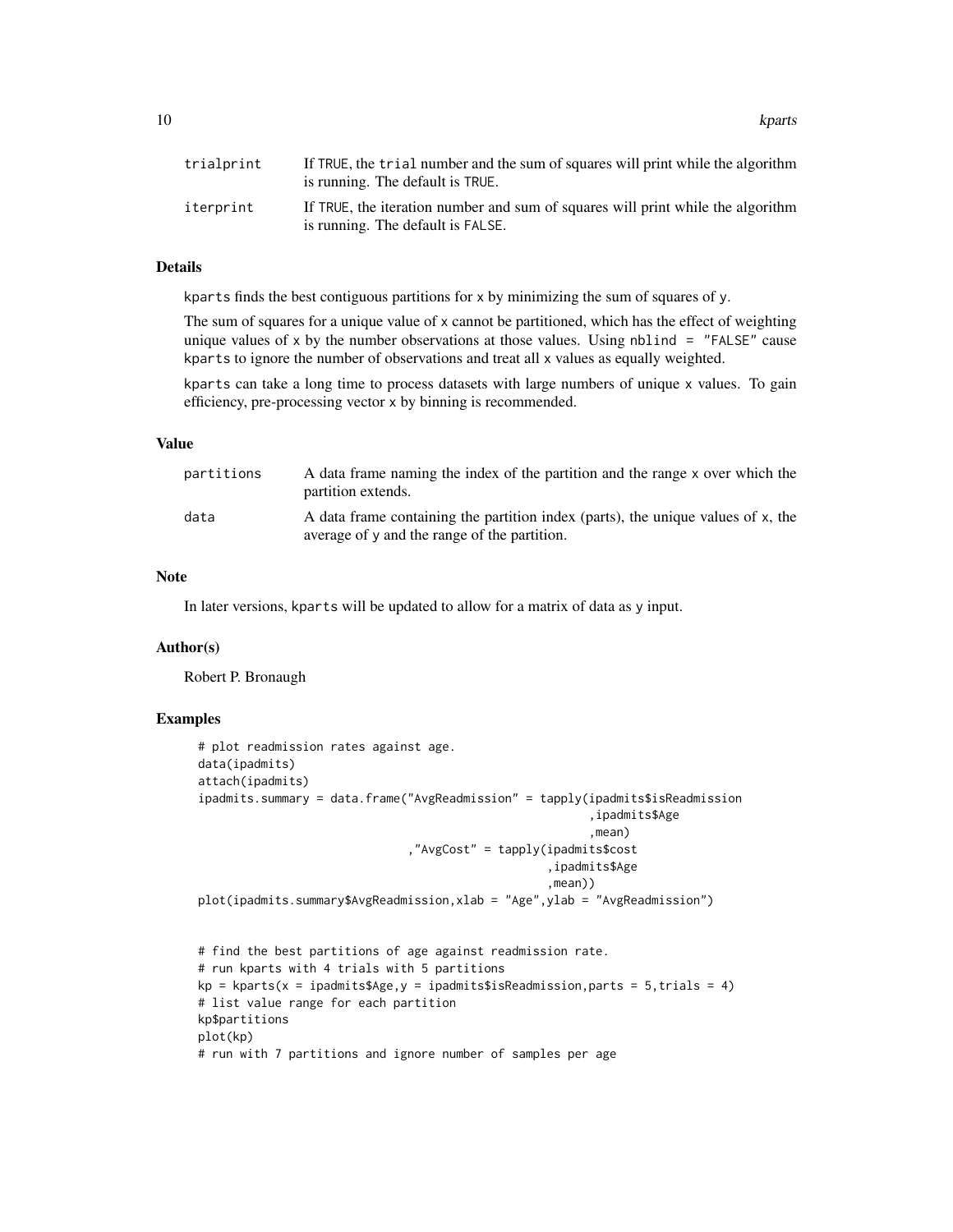| | |
|---|---|
| trialprint | If TRUE, the trial number and the sum of squares will print while the algorithm is running. The default is TRUE. |
| iterprint | If TRUE, the iteration number and sum of squares will print while the algorithm is running. The default is FALSE. |

## Details

kparts finds the best contiguous partitions for x by minimizing the sum of squares of y.

The sum of squares for a unique value of x cannot be partitioned, which has the effect of weighting unique values of x by the number observations at those values. Using nblind = "FALSE" cause kparts to ignore the number of observations and treat all x values as equally weighted.

kparts can take a long time to process datasets with large numbers of unique x values. To gain efficiency, pre-processing vector x by binning is recommended.

## Value

| | |
|---|---|
| partitions | A data frame naming the index of the partition and the range x over which the partition extends. |
| data | A data frame containing the partition index (parts), the unique values of x, the average of y and the range of the partition. |

## Note

In later versions, kparts will be updated to allow for a matrix of data as y input.

## Author(s)

Robert P. Bronaugh

## Examples

```
# plot readmission rates against age.
data(ipadmits)
attach(ipadmits)
ipadmits.summary = data.frame("AvgReadmission" = tapply(ipadmits$isReadmission
                                                        ,ipadmits$Age
                                                        ,mean)
                              ,"AvgCost" = tapply(ipadmits$cost
                                                  ,ipadmits$Age
                                                  ,mean))
plot(ipadmits.summary$AvgReadmission,xlab = "Age",ylab = "AvgReadmission")


# find the best partitions of age against readmission rate.
# run kparts with 4 trials with 5 partitions
kp = kparts(x = ipadmits$Age,y = ipadmits$isReadmission,parts = 5,trials = 4)
# list value range for each partition
kp$partitions
plot(kp)
# run with 7 partitions and ignore number of samples per age
```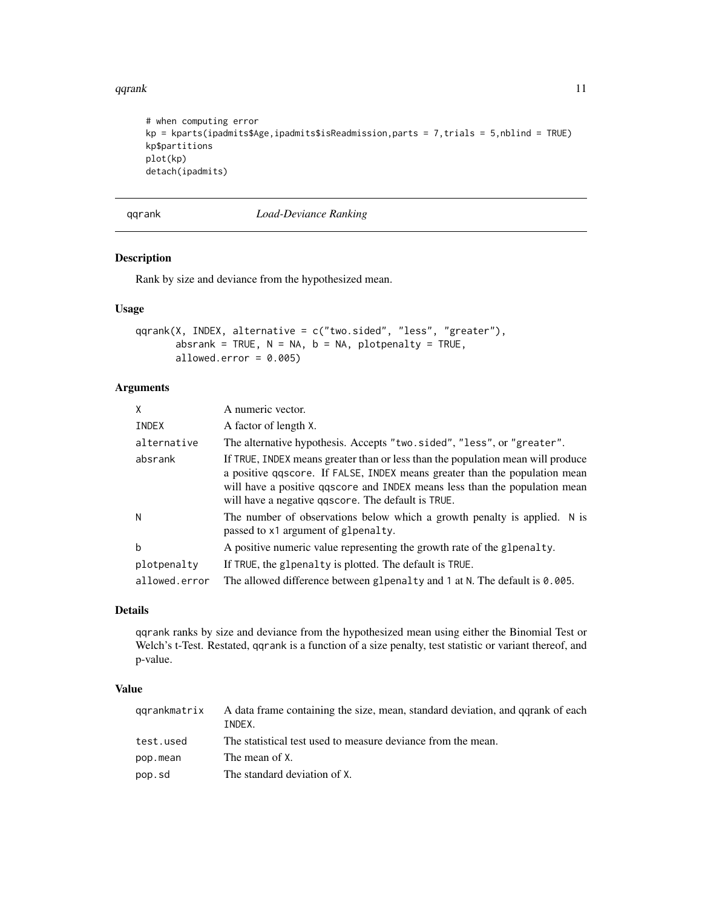```
# when computing error
kp = kparts(ipadmits$Age,ipadmits$isReadmission,parts = 7,trials = 5,nblind = TRUE)
kp$partitions
plot(kp)
detach(ipadmits)
```

## qqrank — *Load-Deviance Ranking*

### Description

Rank by size and deviance from the hypothesized mean.

### Usage

```
qqrank(X, INDEX, alternative = c("two.sided", "less", "greater"),
       absrank = TRUE, N = NA, b = NA, plotpenalty = TRUE,
       allowed.error = 0.005)
```

### Arguments

| | |
|---|---|
| `X` | A numeric vector. |
| `INDEX` | A factor of length `X`. |
| `alternative` | The alternative hypothesis. Accepts `"two.sided"`, `"less"`, or `"greater"`. |
| `absrank` | If `TRUE`, `INDEX` means greater than or less than the population mean will produce a positive `qqscore`. If `FALSE`, `INDEX` means greater than the population mean will have a positive `qqscore` and `INDEX` means less than the population mean will have a negative `qqscore`. The default is `TRUE`. |
| `N` | The number of observations below which a growth penalty is applied. `N` is passed to `x1` argument of `glpenalty`. |
| `b` | A positive numeric value representing the growth rate of the `glpenalty`. |
| `plotpenalty` | If `TRUE`, the `glpenalty` is plotted. The default is `TRUE`. |
| `allowed.error` | The allowed difference between `glpenalty` and `1` at `N`. The default is `0.005`. |

### Details

qqrank ranks by size and deviance from the hypothesized mean using either the Binomial Test or Welch's t-Test. Restated, qqrank is a function of a size penalty, test statistic or variant thereof, and p-value.

### Value

| | |
|---|---|
| `qqrankmatrix` | A data frame containing the size, mean, standard deviation, and qqrank of each `INDEX`. |
| `test.used` | The statistical test used to measure deviance from the mean. |
| `pop.mean` | The mean of `X`. |
| `pop.sd` | The standard deviation of `X`. |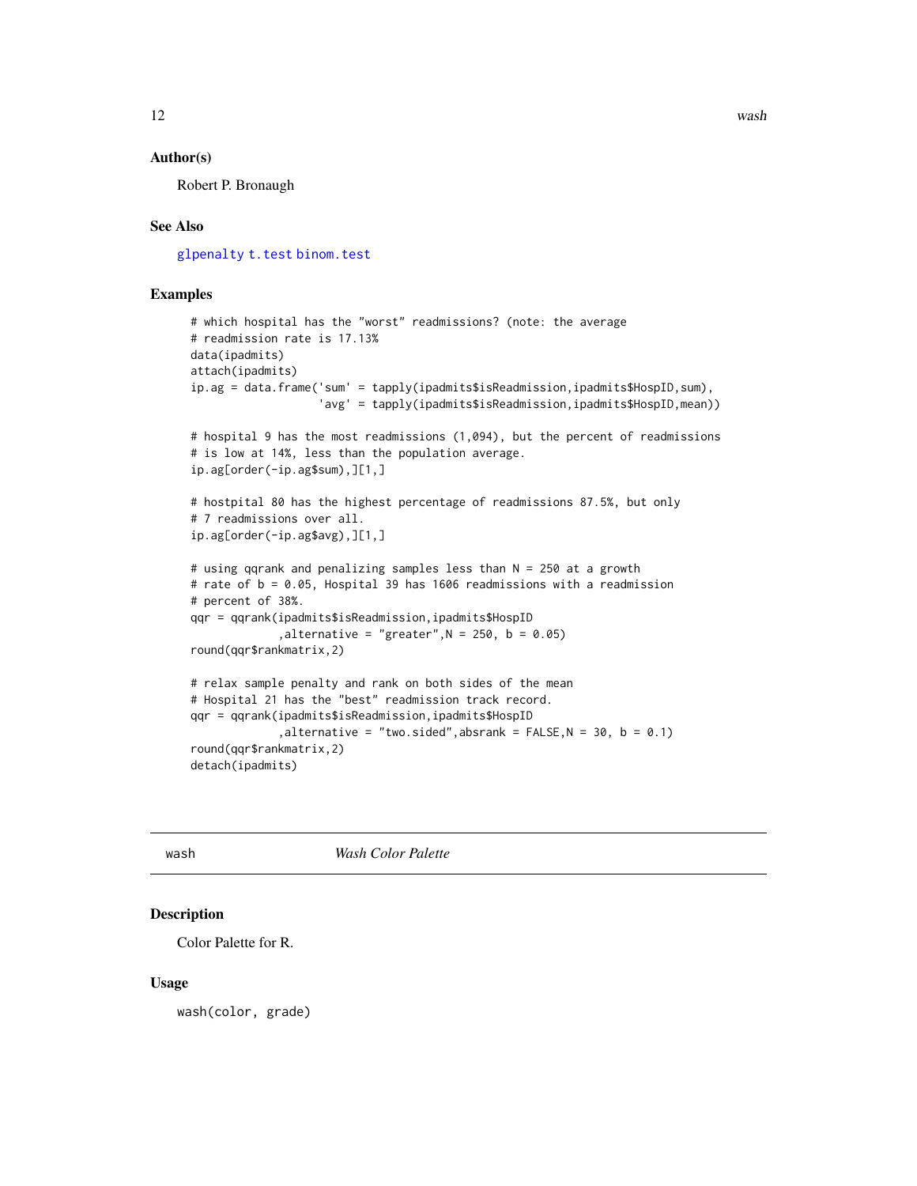### Author(s)

Robert P. Bronaugh

### See Also

glpenalty t.test binom.test

### Examples

```
# which hospital has the "worst" readmissions? (note: the average
# readmission rate is 17.13%
data(ipadmits)
attach(ipadmits)
ip.ag = data.frame('sum' = tapply(ipadmits$isReadmission,ipadmits$HospID,sum),
                   'avg' = tapply(ipadmits$isReadmission,ipadmits$HospID,mean))

# hospital 9 has the most readmissions (1,094), but the percent of readmissions
# is low at 14%, less than the population average.
ip.ag[order(-ip.ag$sum),][1,]

# hostpital 80 has the highest percentage of readmissions 87.5%, but only
# 7 readmissions over all.
ip.ag[order(-ip.ag$avg),][1,]

# using qqrank and penalizing samples less than N = 250 at a growth
# rate of b = 0.05, Hospital 39 has 1606 readmissions with a readmission
# percent of 38%.
qqr = qqrank(ipadmits$isReadmission,ipadmits$HospID
             ,alternative = "greater",N = 250, b = 0.05)
round(qqr$rankmatrix,2)

# relax sample penalty and rank on both sides of the mean
# Hospital 21 has the "best" readmission track record.
qqr = qqrank(ipadmits$isReadmission,ipadmits$HospID
             ,alternative = "two.sided",absrank = FALSE,N = 30, b = 0.1)
round(qqr$rankmatrix,2)
detach(ipadmits)
```

## wash — *Wash Color Palette*

### Description

Color Palette for R.

### Usage

```
wash(color, grade)
```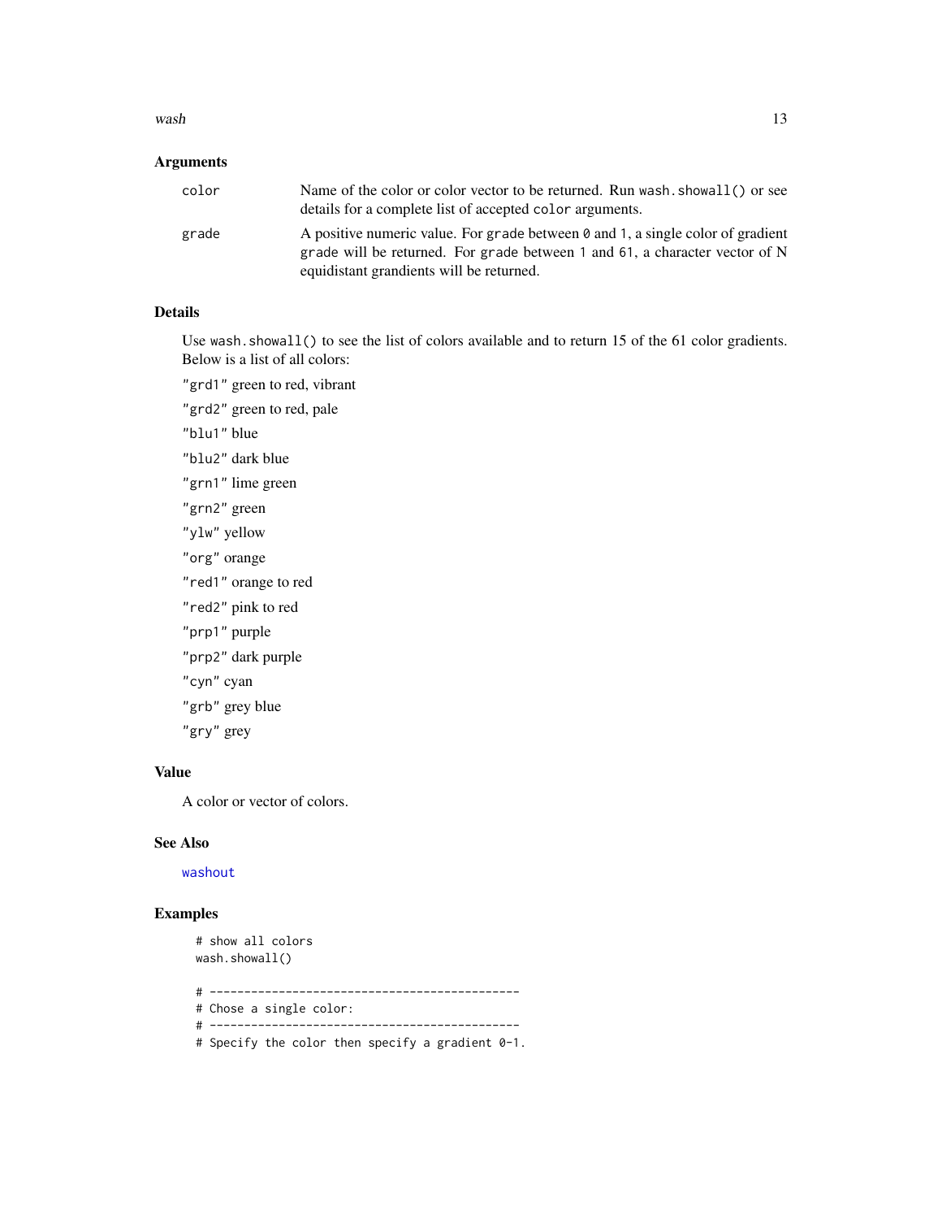## Arguments

| | |
|---|---|
| `color` | Name of the color or color vector to be returned. Run `wash.showall()` or see details for a complete list of accepted `color` arguments. |
| `grade` | A positive numeric value. For `grade` between `0` and `1`, a single color of gradient `grade` will be returned. For `grade` between `1` and `61`, a character vector of N equidistant grandients will be returned. |

## Details

Use `wash.showall()` to see the list of colors available and to return 15 of the 61 color gradients. Below is a list of all colors:

`"grd1"` green to red, vibrant

`"grd2"` green to red, pale

`"blu1"` blue

`"blu2"` dark blue

`"grn1"` lime green

`"grn2"` green

`"ylw"` yellow

`"org"` orange

`"red1"` orange to red

`"red2"` pink to red

`"prp1"` purple

`"prp2"` dark purple

`"cyn"` cyan

`"grb"` grey blue

`"gry"` grey

## Value

A color or vector of colors.

## See Also

`washout`

## Examples

```
# show all colors
wash.showall()

# ---------------------------------------------
# Chose a single color:
# ---------------------------------------------
# Specify the color then specify a gradient 0-1.
```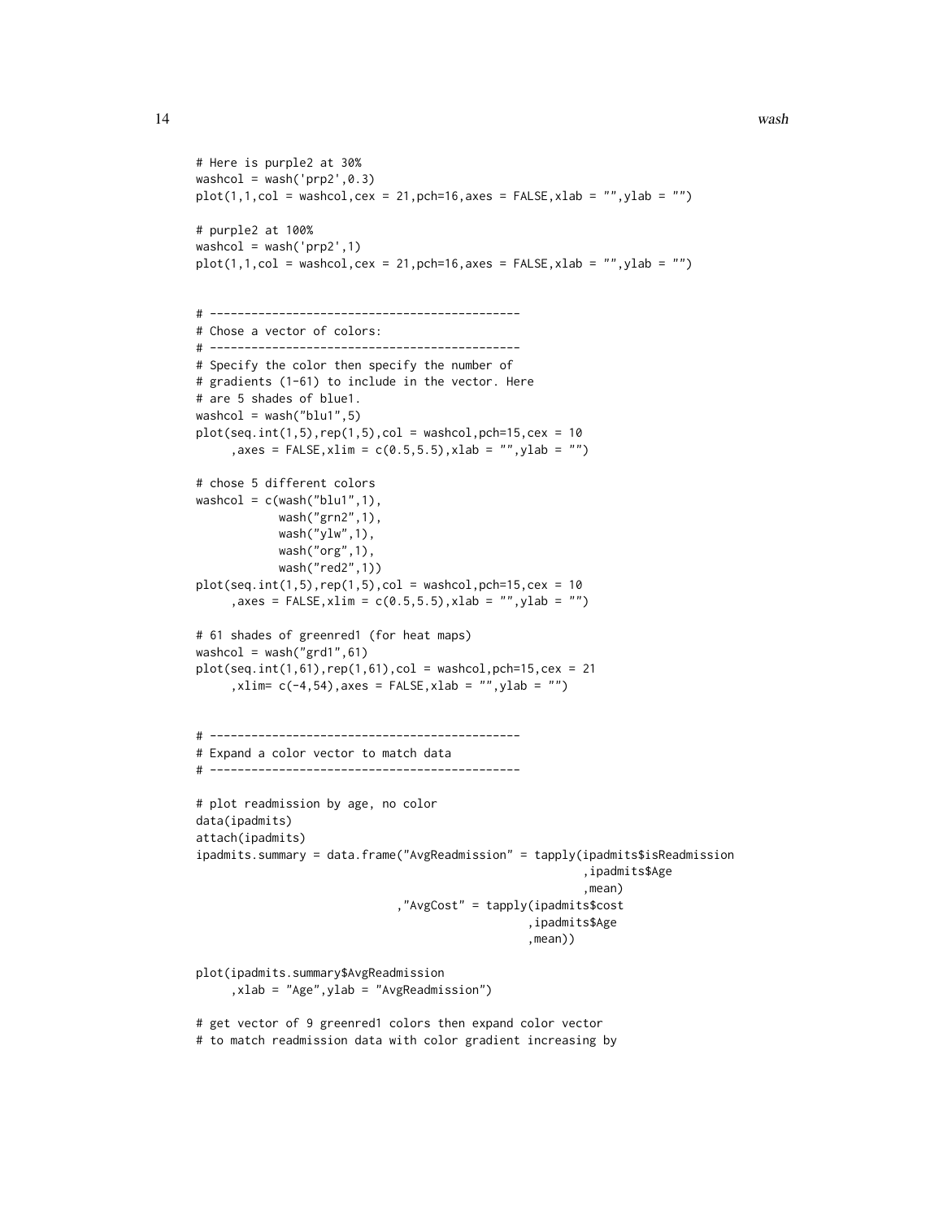```
# Here is purple2 at 30%
washcol = wash('prp2',0.3)
plot(1,1,col = washcol,cex = 21,pch=16,axes = FALSE,xlab = "",ylab = "")

# purple2 at 100%
washcol = wash('prp2',1)
plot(1,1,col = washcol,cex = 21,pch=16,axes = FALSE,xlab = "",ylab = "")


# ---------------------------------------------
# Chose a vector of colors:
# ---------------------------------------------
# Specify the color then specify the number of
# gradients (1-61) to include in the vector. Here
# are 5 shades of blue1.
washcol = wash("blu1",5)
plot(seq.int(1,5),rep(1,5),col = washcol,pch=15,cex = 10
     ,axes = FALSE,xlim = c(0.5,5.5),xlab = "",ylab = "")

# chose 5 different colors
washcol = c(wash("blu1",1),
            wash("grn2",1),
            wash("ylw",1),
            wash("org",1),
            wash("red2",1))
plot(seq.int(1,5),rep(1,5),col = washcol,pch=15,cex = 10
     ,axes = FALSE,xlim = c(0.5,5.5),xlab = "",ylab = "")

# 61 shades of greenred1 (for heat maps)
washcol = wash("grd1",61)
plot(seq.int(1,61),rep(1,61),col = washcol,pch=15,cex = 21
     ,xlim= c(-4,54),axes = FALSE,xlab = "",ylab = "")


# ---------------------------------------------
# Expand a color vector to match data
# ---------------------------------------------

# plot readmission by age, no color
data(ipadmits)
attach(ipadmits)
ipadmits.summary = data.frame("AvgReadmission" = tapply(ipadmits$isReadmission
                                                          ,ipadmits$Age
                                                          ,mean)
                              ,"AvgCost" = tapply(ipadmits$cost
                                                  ,ipadmits$Age
                                                  ,mean))

plot(ipadmits.summary$AvgReadmission
     ,xlab = "Age",ylab = "AvgReadmission")

# get vector of 9 greenred1 colors then expand color vector
# to match readmission data with color gradient increasing by
```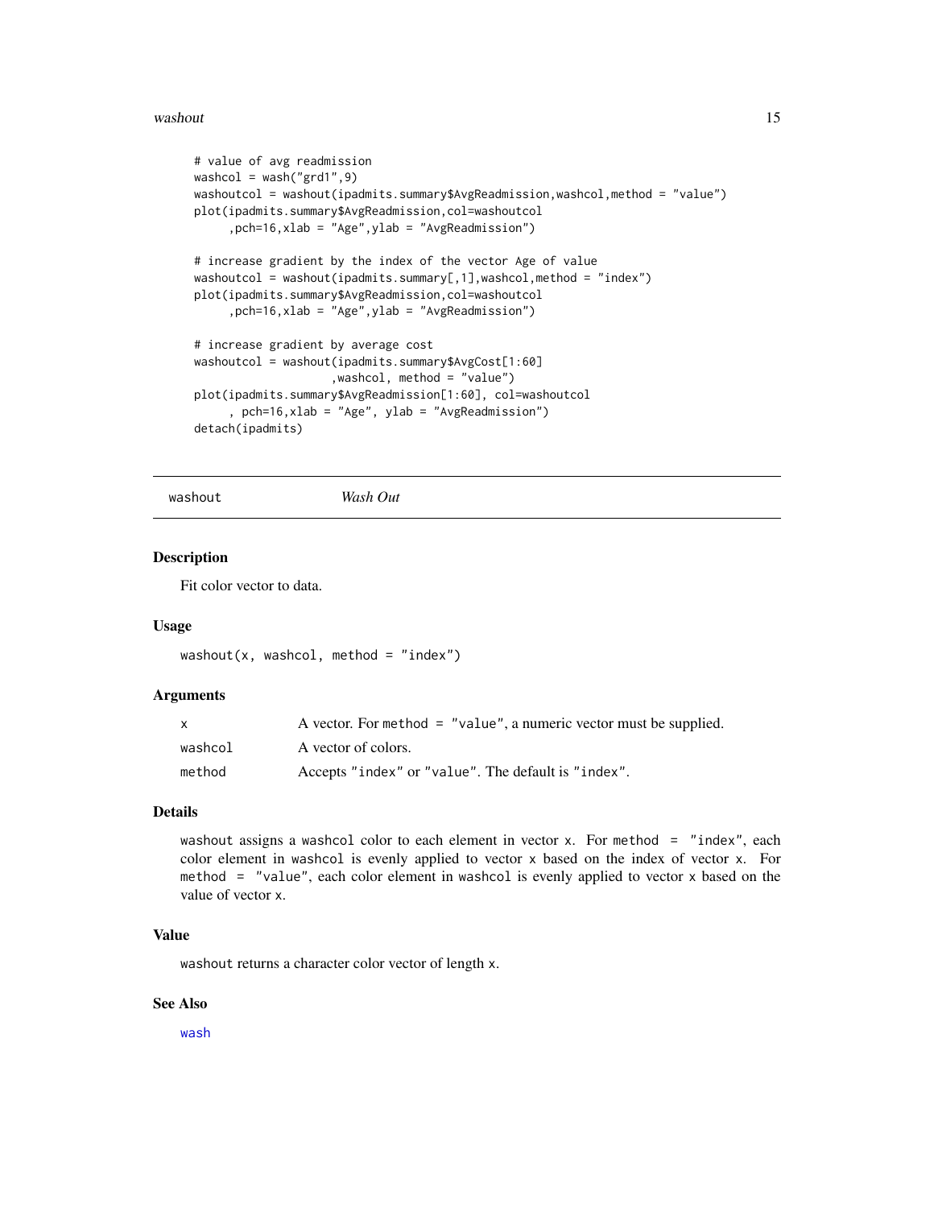```
# value of avg readmission
washcol = wash("grd1",9)
washoutcol = washout(ipadmits.summary$AvgReadmission,washcol,method = "value")
plot(ipadmits.summary$AvgReadmission,col=washoutcol
     ,pch=16,xlab = "Age",ylab = "AvgReadmission")

# increase gradient by the index of the vector Age of value
washoutcol = washout(ipadmits.summary[,1],washcol,method = "index")
plot(ipadmits.summary$AvgReadmission,col=washoutcol
     ,pch=16,xlab = "Age",ylab = "AvgReadmission")

# increase gradient by average cost
washoutcol = washout(ipadmits.summary$AvgCost[1:60]
                    ,washcol, method = "value")
plot(ipadmits.summary$AvgReadmission[1:60], col=washoutcol
     , pch=16,xlab = "Age", ylab = "AvgReadmission")
detach(ipadmits)
```

---

## washout    *Wash Out*

---

### Description

Fit color vector to data.

### Usage

```
washout(x, washcol, method = "index")
```

### Arguments

| | |
|---|---|
| x | A vector. For method = "value", a numeric vector must be supplied. |
| washcol | A vector of colors. |
| method | Accepts "index" or "value". The default is "index". |

### Details

washout assigns a washcol color to each element in vector x. For method = "index", each color element in washcol is evenly applied to vector x based on the index of vector x. For method = "value", each color element in washcol is evenly applied to vector x based on the value of vector x.

### Value

washout returns a character color vector of length x.

### See Also

wash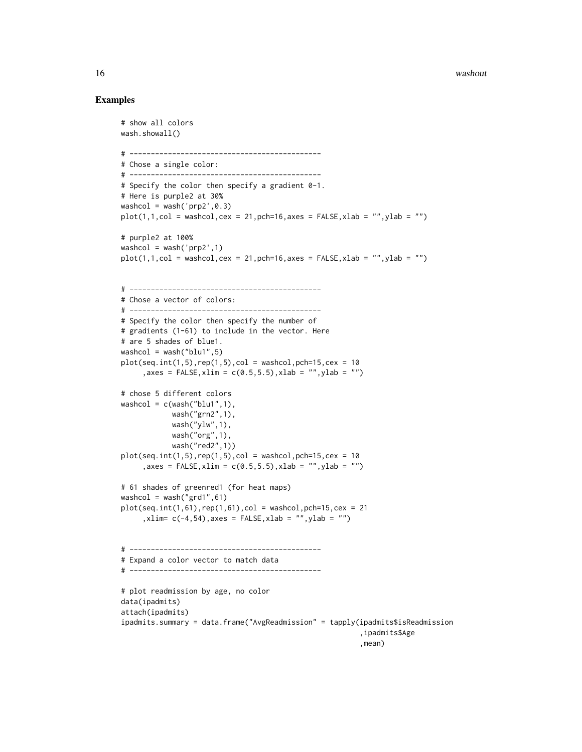## Examples

```
# show all colors
wash.showall()

# ---------------------------------------------
# Chose a single color:
# ---------------------------------------------
# Specify the color then specify a gradient 0-1.
# Here is purple2 at 30%
washcol = wash('prp2',0.3)
plot(1,1,col = washcol,cex = 21,pch=16,axes = FALSE,xlab = "",ylab = "")

# purple2 at 100%
washcol = wash('prp2',1)
plot(1,1,col = washcol,cex = 21,pch=16,axes = FALSE,xlab = "",ylab = "")


# ---------------------------------------------
# Chose a vector of colors:
# ---------------------------------------------
# Specify the color then specify the number of
# gradients (1-61) to include in the vector. Here
# are 5 shades of blue1.
washcol = wash("blu1",5)
plot(seq.int(1,5),rep(1,5),col = washcol,pch=15,cex = 10
     ,axes = FALSE,xlim = c(0.5,5.5),xlab = "",ylab = "")

# chose 5 different colors
washcol = c(wash("blu1",1),
            wash("grn2",1),
            wash("ylw",1),
            wash("org",1),
            wash("red2",1))
plot(seq.int(1,5),rep(1,5),col = washcol,pch=15,cex = 10
     ,axes = FALSE,xlim = c(0.5,5.5),xlab = "",ylab = "")

# 61 shades of greenred1 (for heat maps)
washcol = wash("grd1",61)
plot(seq.int(1,61),rep(1,61),col = washcol,pch=15,cex = 21
     ,xlim= c(-4,54),axes = FALSE,xlab = "",ylab = "")


# ---------------------------------------------
# Expand a color vector to match data
# ---------------------------------------------

# plot readmission by age, no color
data(ipadmits)
attach(ipadmits)
ipadmits.summary = data.frame("AvgReadmission" = tapply(ipadmits$isReadmission
                                                        ,ipadmits$Age
                                                        ,mean)
```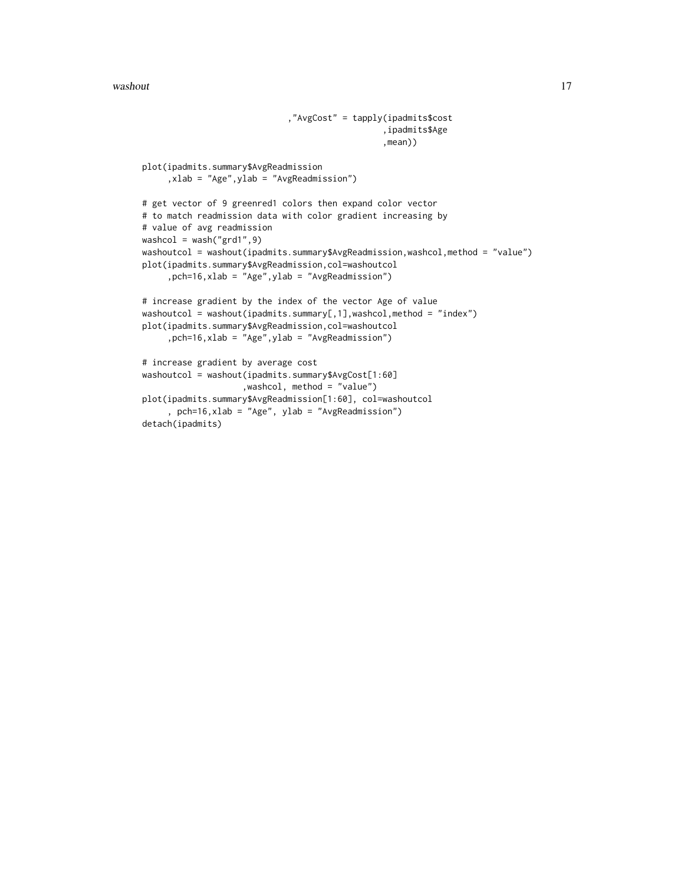```
                              ,"AvgCost" = tapply(ipadmits$cost
                                                   ,ipadmits$Age
                                                   ,mean))

plot(ipadmits.summary$AvgReadmission
     ,xlab = "Age",ylab = "AvgReadmission")

# get vector of 9 greenred1 colors then expand color vector
# to match readmission data with color gradient increasing by
# value of avg readmission
washcol = wash("grd1",9)
washoutcol = washout(ipadmits.summary$AvgReadmission,washcol,method = "value")
plot(ipadmits.summary$AvgReadmission,col=washoutcol
     ,pch=16,xlab = "Age",ylab = "AvgReadmission")

# increase gradient by the index of the vector Age of value
washoutcol = washout(ipadmits.summary[,1],washcol,method = "index")
plot(ipadmits.summary$AvgReadmission,col=washoutcol
     ,pch=16,xlab = "Age",ylab = "AvgReadmission")

# increase gradient by average cost
washoutcol = washout(ipadmits.summary$AvgCost[1:60]
                     ,washcol, method = "value")
plot(ipadmits.summary$AvgReadmission[1:60], col=washoutcol
     , pch=16,xlab = "Age", ylab = "AvgReadmission")
detach(ipadmits)
```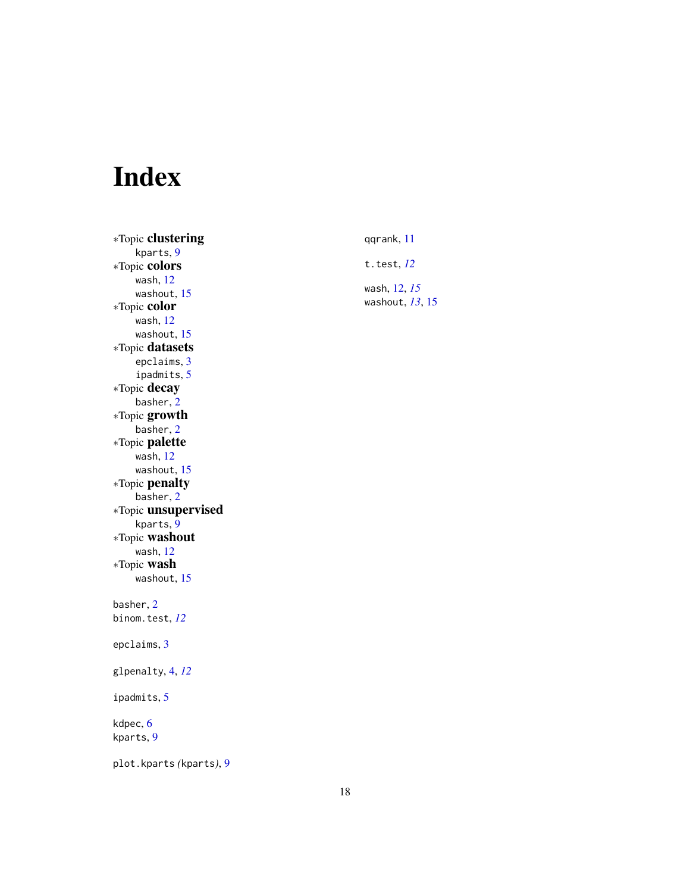# Index

∗Topic **clustering**
    kparts, 9
∗Topic **colors**
    wash, 12
    washout, 15
∗Topic **color**
    wash, 12
    washout, 15
∗Topic **datasets**
    epclaims, 3
    ipadmits, 5
∗Topic **decay**
    basher, 2
∗Topic **growth**
    basher, 2
∗Topic **palette**
    wash, 12
    washout, 15
∗Topic **penalty**
    basher, 2
∗Topic **unsupervised**
    kparts, 9
∗Topic **washout**
    wash, 12
∗Topic **wash**
    washout, 15

basher, 2
binom.test, *12*

epclaims, 3

glpenalty, 4, *12*

ipadmits, 5

kdpec, 6
kparts, 9

plot.kparts *(*kparts*)*, 9

qqrank, 11

t.test, *12*

wash, 12, *15*
washout, *13*, 15